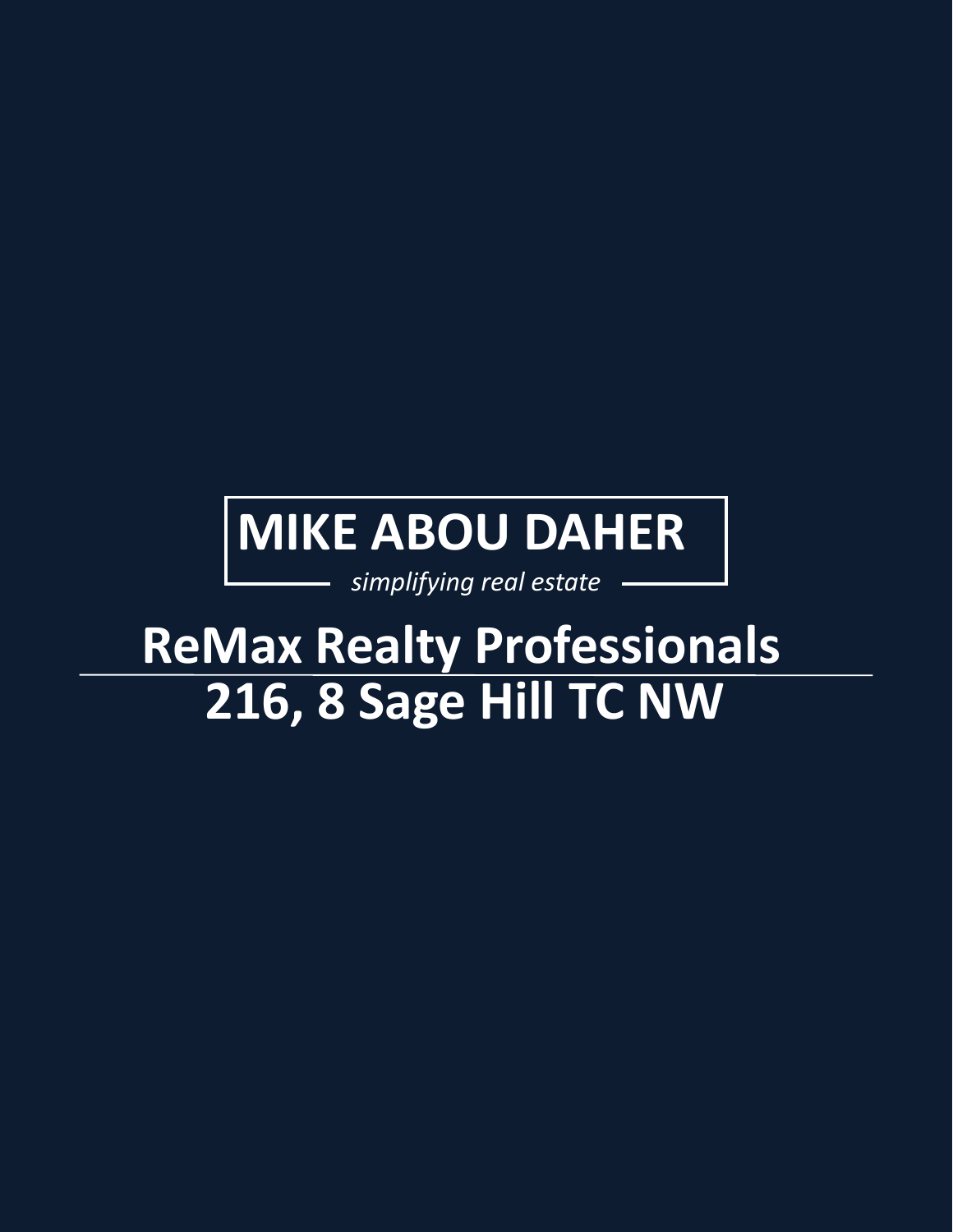# MIKE ABOU DAHER

*simplifying real estate*

## ReMax Realty Professionals

## 216, 8 Sage Hill TC NW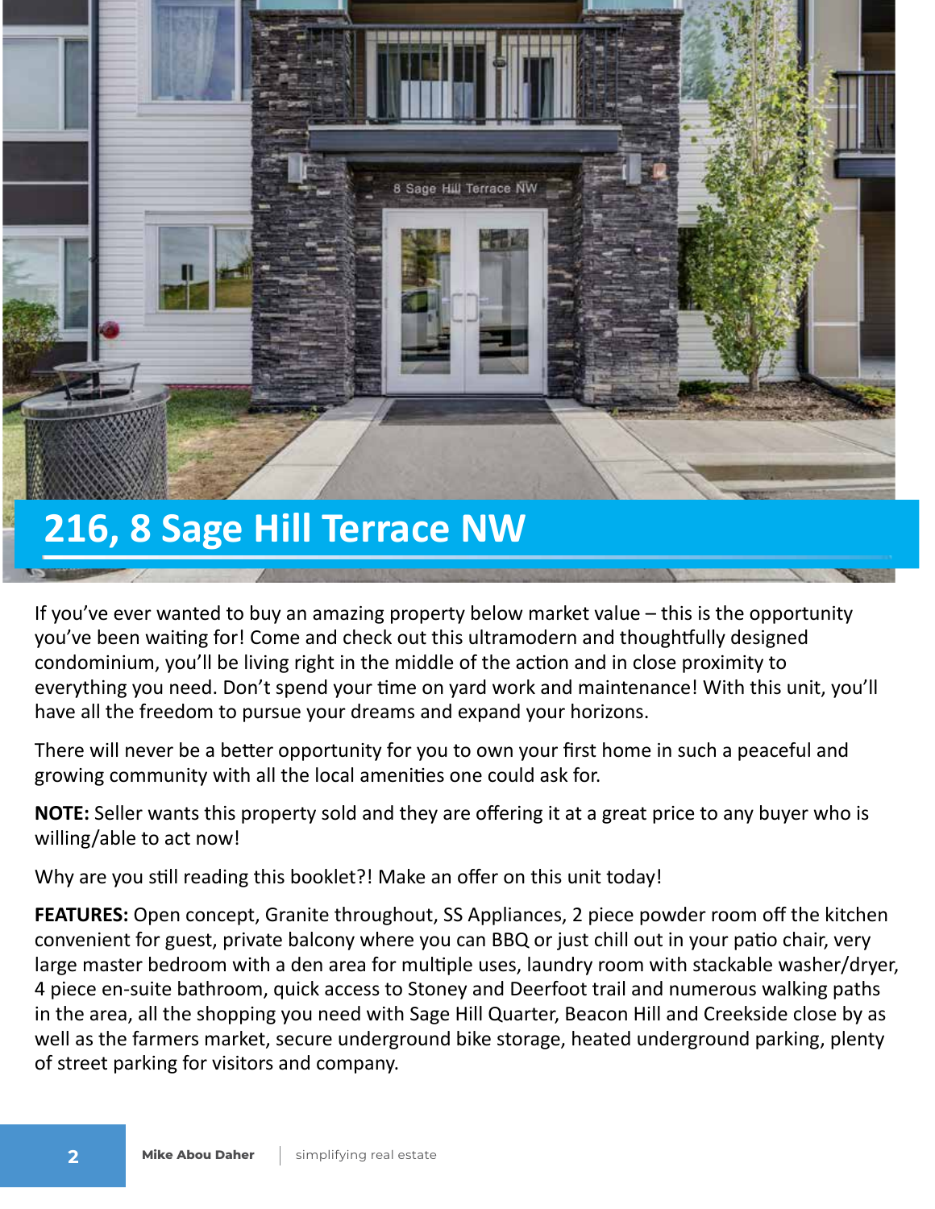# 216, 8 Sage Hill Terrace NW

If you've ever wanted to buy an amazing property below market value – this is the opportunity you've been waiting for! Come and check out this ultramodern and thoughtfully designed condominium, you'll be living right in the middle of the action and in close proximity to everything you need. Don't spend your time on yard work and maintenance! With this unit, you'll have all the freedom to pursue your dreams and expand your horizons.

There will never be a better opportunity for you to own your first home in such a peaceful and growing community with all the local amenities one could ask for.

**NOTE:** Seller wants this property sold and they are offering it at a great price to any buyer who is willing/able to act now!

Why are you still reading this booklet?! Make an offer on this unit today!

**FEATURES:** Open concept, Granite throughout, SS Appliances, 2 piece powder room off the kitchen convenient for guest, private balcony where you can BBQ or just chill out in your patio chair, very large master bedroom with a den area for multiple uses, laundry room with stackable washer/dryer, 4 piece en-suite bathroom, quick access to Stoney and Deerfoot trail and numerous walking paths in the area, all the shopping you need with Sage Hill Quarter, Beacon Hill and Creekside close by as well as the farmers market, secure underground bike storage, heated underground parking, plenty of street parking for visitors and company.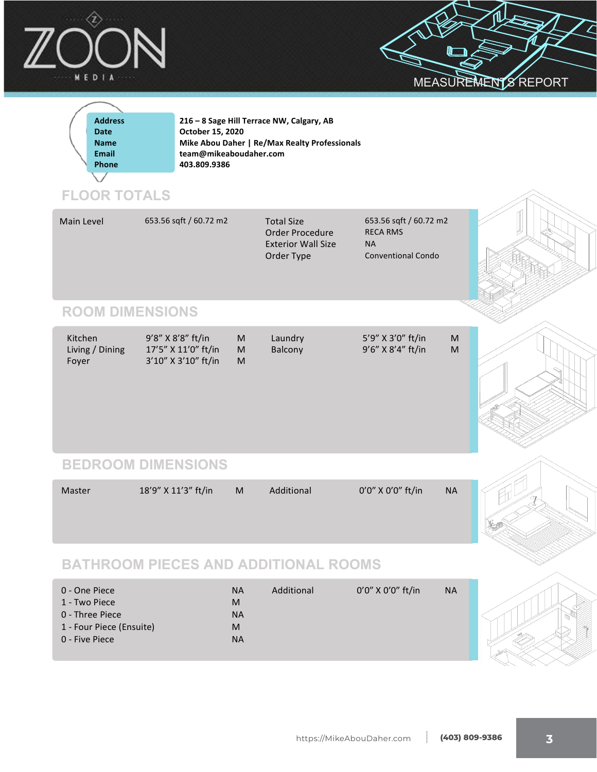ZOON MEDIA

MEASUREMENTS REPORT

| | |
|---|---|
| **Address** | **216 – 8 Sage Hill Terrace NW, Calgary, AB** |
| **Date** | **October 15, 2020** |
| **Name** | **Mike Abou Daher \| Re/Max Realty Professionals** |
| **Email** | **team@mikeaboudaher.com** |
| **Phone** | **403.809.9386** |

## FLOOR TOTALS

| | | | |
|---|---|---|---|
| Main Level | 653.56 sqft / 60.72 m2 | Total Size | 653.56 sqft / 60.72 m2 |
| | | Order Procedure | RECA RMS |
| | | Exterior Wall Size | NA |
| | | Order Type | Conventional Condo |

## ROOM DIMENSIONS

| | | | | | |
|---|---|---|---|---|---|
| Kitchen | 9’8” X 8’8” ft/in | M | Laundry | 5’9” X 3’0” ft/in | M |
| Living / Dining | 17’5” X 11’0” ft/in | M | Balcony | 9’6” X 8’4” ft/in | M |
| Foyer | 3’10” X 3’10” ft/in | M | | | |

## BEDROOM DIMENSIONS

| | | | | | |
|---|---|---|---|---|---|
| Master | 18’9” X 11’3” ft/in | M | Additional | 0’0” X 0’0” ft/in | NA |

## BATHROOM PIECES AND ADDITIONAL ROOMS

| | | | | |
|---|---|---|---|---|
| 0 - One Piece | NA | Additional | 0’0” X 0’0” ft/in | NA |
| 1 - Two Piece | M | | | |
| 0 - Three Piece | NA | | | |
| 1 - Four Piece (Ensuite) | M | | | |
| 0 - Five Piece | NA | | | |

https://MikeAbouDaher.com | **(403) 809-9386**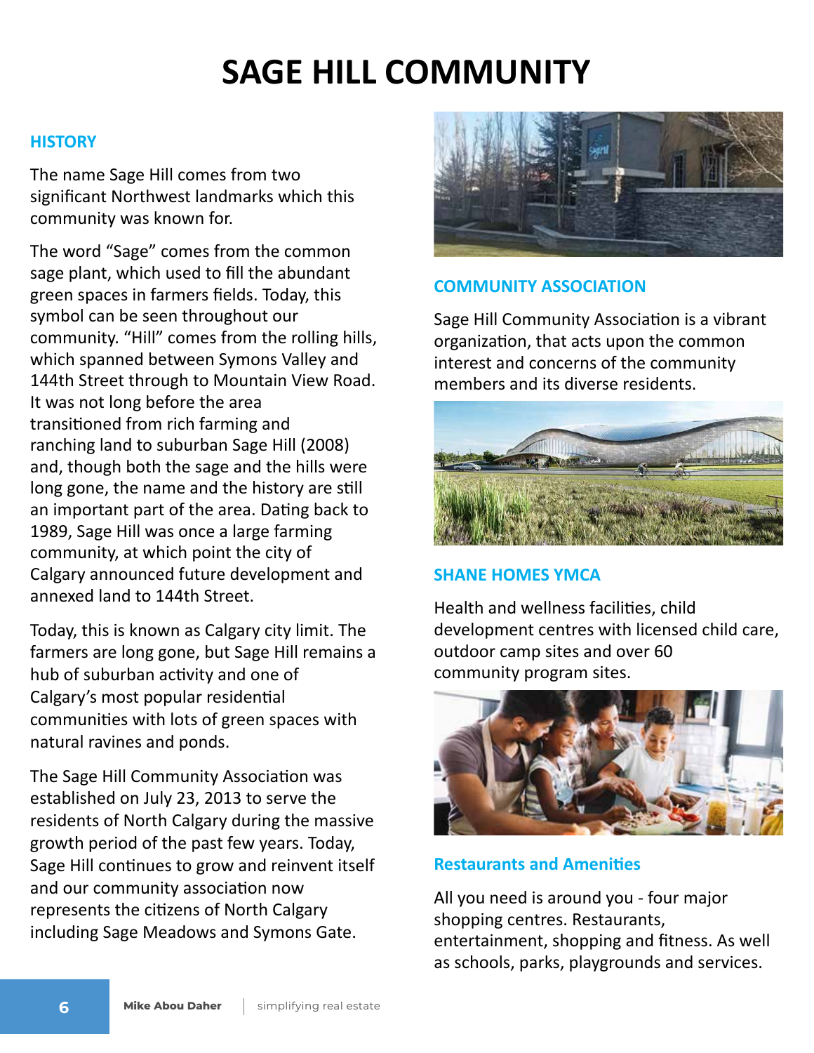# SAGE HILL COMMUNITY

## HISTORY

The name Sage Hill comes from two significant Northwest landmarks which this community was known for.

The word "Sage" comes from the common sage plant, which used to fill the abundant green spaces in farmers fields. Today, this symbol can be seen throughout our community. "Hill" comes from the rolling hills, which spanned between Symons Valley and 144th Street through to Mountain View Road. It was not long before the area transitioned from rich farming and ranching land to suburban Sage Hill (2008) and, though both the sage and the hills were long gone, the name and the history are still an important part of the area. Dating back to 1989, Sage Hill was once a large farming community, at which point the city of Calgary announced future development and annexed land to 144th Street.

Today, this is known as Calgary city limit. The farmers are long gone, but Sage Hill remains a hub of suburban activity and one of Calgary's most popular residential communities with lots of green spaces with natural ravines and ponds.

The Sage Hill Community Association was established on July 23, 2013 to serve the residents of North Calgary during the massive growth period of the past few years. Today, Sage Hill continues to grow and reinvent itself and our community association now represents the citizens of North Calgary including Sage Meadows and Symons Gate.

## COMMUNITY ASSOCIATION

Sage Hill Community Association is a vibrant organization, that acts upon the common interest and concerns of the community members and its diverse residents.

## SHANE HOMES YMCA

Health and wellness facilities, child development centres with licensed child care, outdoor camp sites and over 60 community program sites.

## Restaurants and Amenities

All you need is around you - four major shopping centres. Restaurants, entertainment, shopping and fitness. As well as schools, parks, playgrounds and services.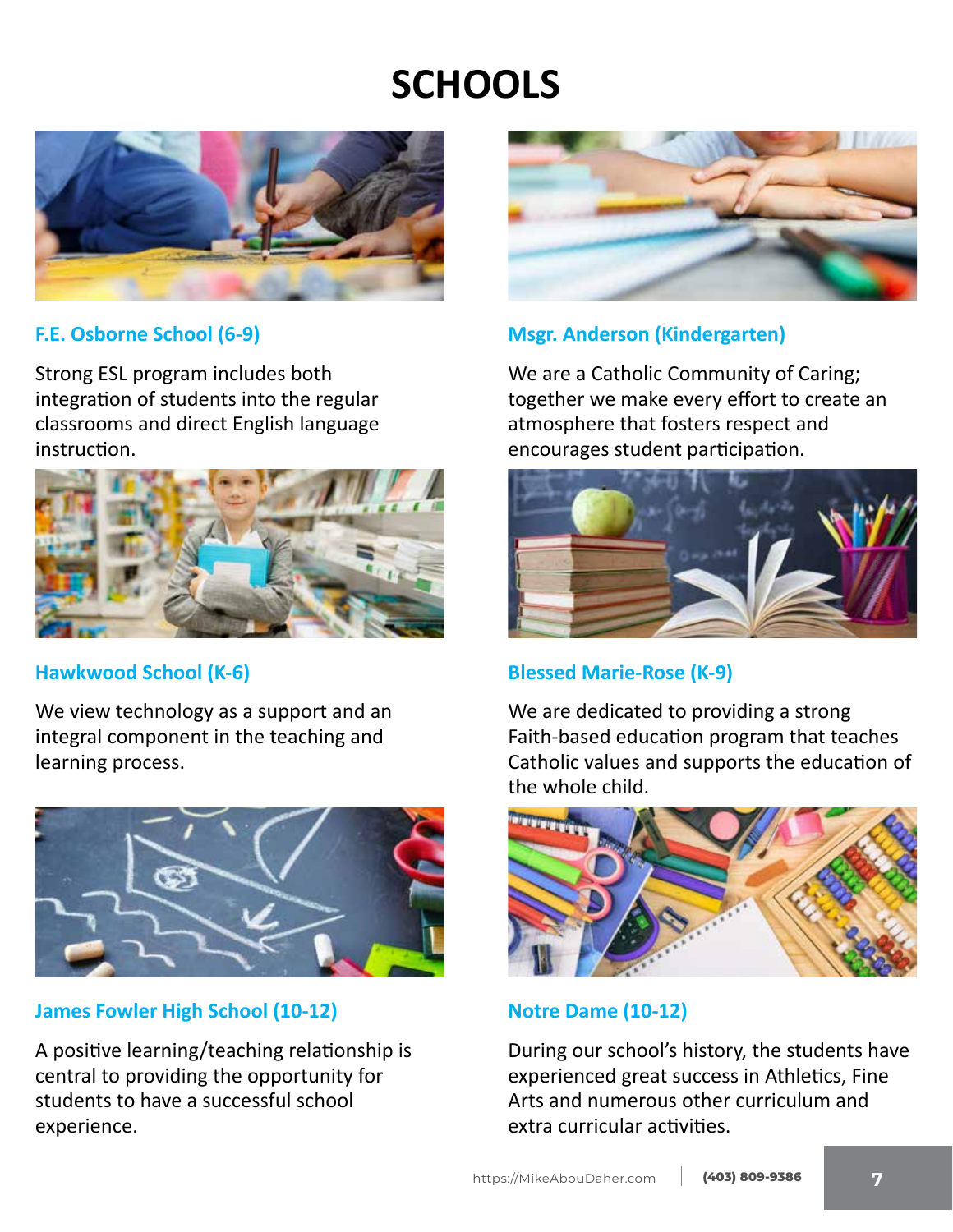# SCHOOLS

### F.E. Osborne School (6-9)

Strong ESL program includes both integration of students into the regular classrooms and direct English language instruction.

### Msgr. Anderson (Kindergarten)

We are a Catholic Community of Caring; together we make every effort to create an atmosphere that fosters respect and encourages student participation.

### Hawkwood School (K-6)

We view technology as a support and an integral component in the teaching and learning process.

### Blessed Marie-Rose (K-9)

We are dedicated to providing a strong Faith-based education program that teaches Catholic values and supports the education of the whole child.

### James Fowler High School (10-12)

A positive learning/teaching relationship is central to providing the opportunity for students to have a successful school experience.

### Notre Dame (10-12)

During our school's history, the students have experienced great success in Athletics, Fine Arts and numerous other curriculum and extra curricular activities.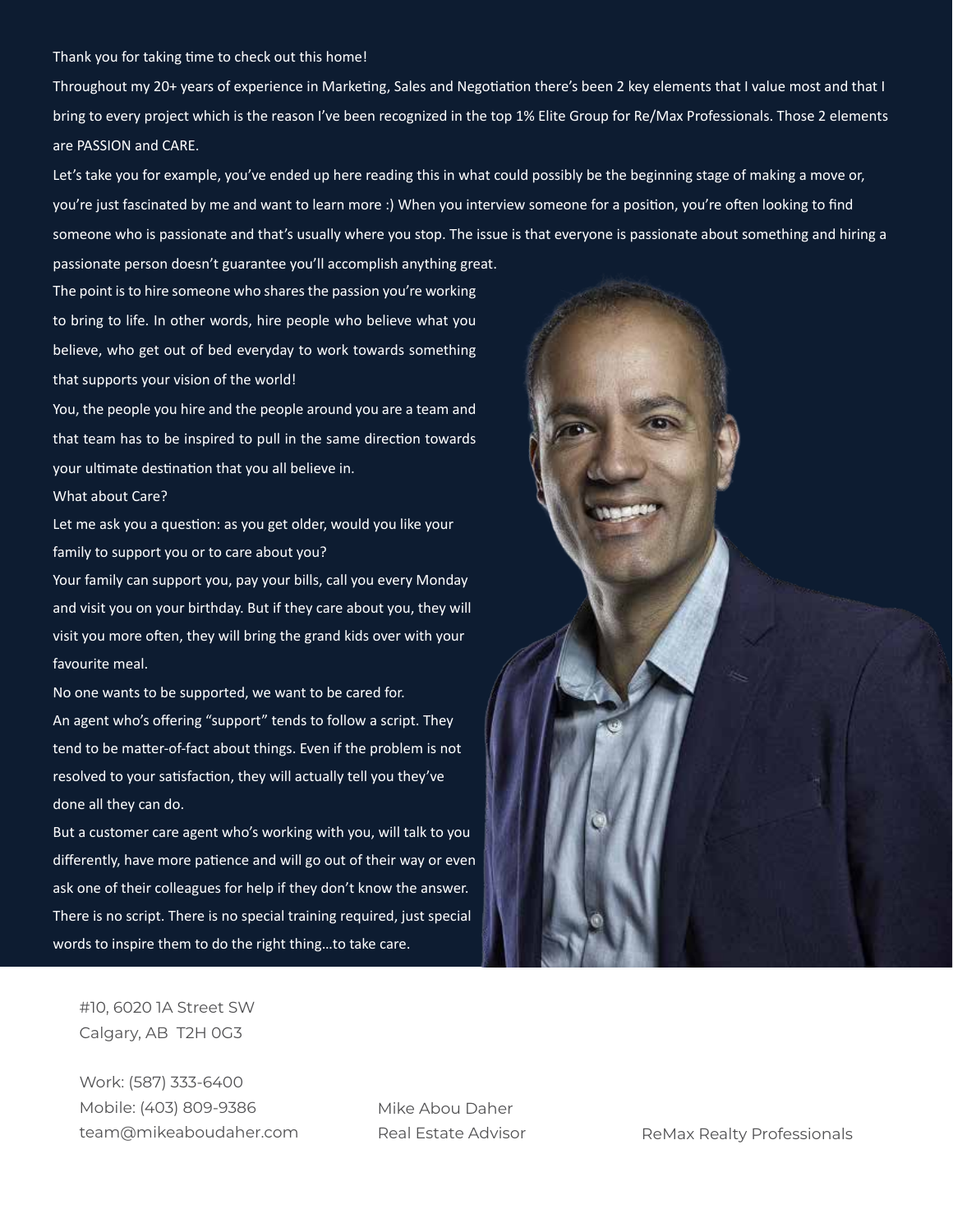Thank you for taking time to check out this home!

Throughout my 20+ years of experience in Marketing, Sales and Negotiation there's been 2 key elements that I value most and that I bring to every project which is the reason I've been recognized in the top 1% Elite Group for Re/Max Professionals. Those 2 elements are PASSION and CARE.

Let's take you for example, you've ended up here reading this in what could possibly be the beginning stage of making a move or, you're just fascinated by me and want to learn more :) When you interview someone for a position, you're often looking to find someone who is passionate and that's usually where you stop. The issue is that everyone is passionate about something and hiring a passionate person doesn't guarantee you'll accomplish anything great.

The point is to hire someone who shares the passion you're working to bring to life. In other words, hire people who believe what you believe, who get out of bed everyday to work towards something that supports your vision of the world!

You, the people you hire and the people around you are a team and that team has to be inspired to pull in the same direction towards your ultimate destination that you all believe in.

What about Care?

Let me ask you a question: as you get older, would you like your family to support you or to care about you?

Your family can support you, pay your bills, call you every Monday and visit you on your birthday. But if they care about you, they will visit you more often, they will bring the grand kids over with your favourite meal.

No one wants to be supported, we want to be cared for.

An agent who's offering "support" tends to follow a script. They tend to be matter-of-fact about things. Even if the problem is not resolved to your satisfaction, they will actually tell you they've done all they can do.

But a customer care agent who's working with you, will talk to you differently, have more patience and will go out of their way or even ask one of their colleagues for help if they don't know the answer. There is no script. There is no special training required, just special words to inspire them to do the right thing…to take care.

#10, 6020 1A Street SW
Calgary, AB T2H 0G3

Work: (587) 333-6400
Mobile: (403) 809-9386
team@mikeaboudaher.com

Mike Abou Daher
Real Estate Advisor

ReMax Realty Professionals